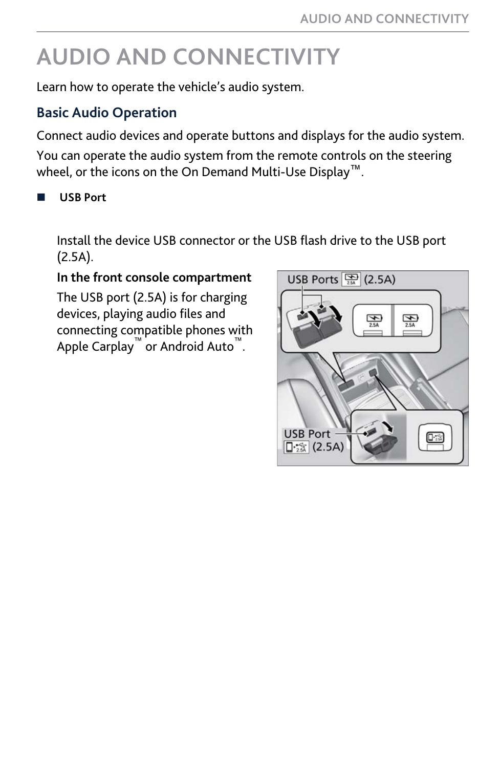# AUDIO AND CONNECTIVITY

Learn how to operate the vehicle's audio system.

## Basic Audio Operation

Connect audio devices and operate buttons and displays for the audio system.

You can operate the audio system from the remote controls on the steering wheel, or the icons on the On Demand Multi-Use Display™.

### ■ USB Port

Install the device USB connector or the USB flash drive to the USB port (2.5A).

**In the front console compartment**

The USB port (2.5A) is for charging devices, playing audio files and connecting compatible phones with Apple Carplay™ or Android Auto™.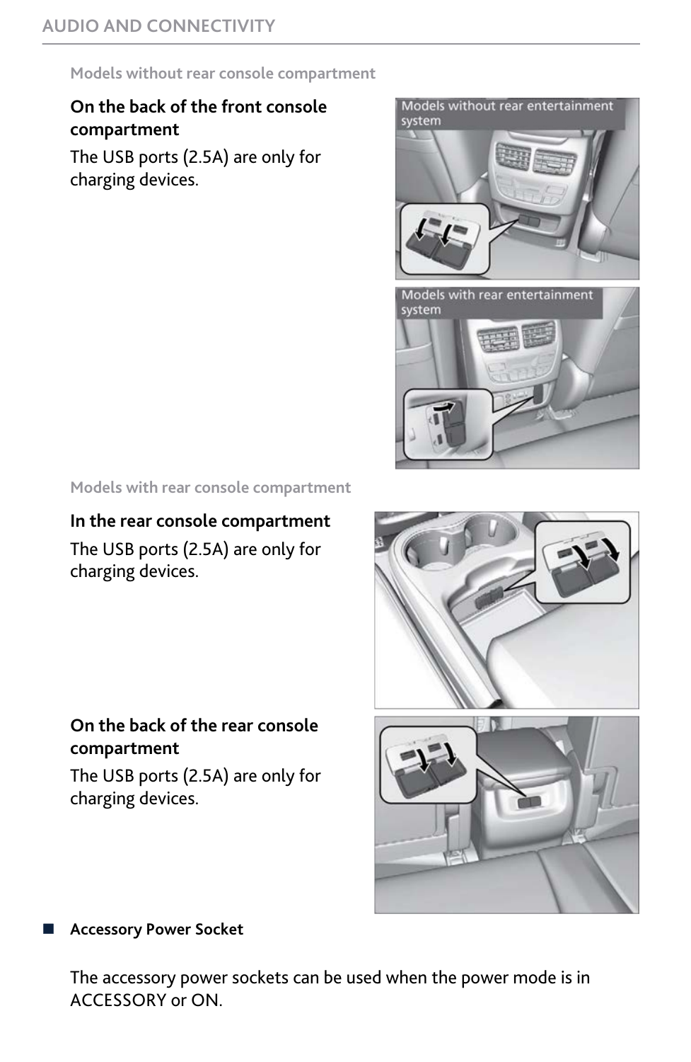Models without rear console compartment

**On the back of the front console compartment**

The USB ports (2.5A) are only for charging devices.

Models without rear entertainment system

Models with rear entertainment system

Models with rear console compartment

**In the rear console compartment**

The USB ports (2.5A) are only for charging devices.

**On the back of the rear console compartment**

The USB ports (2.5A) are only for charging devices.

## Accessory Power Socket

The accessory power sockets can be used when the power mode is in ACCESSORY or ON.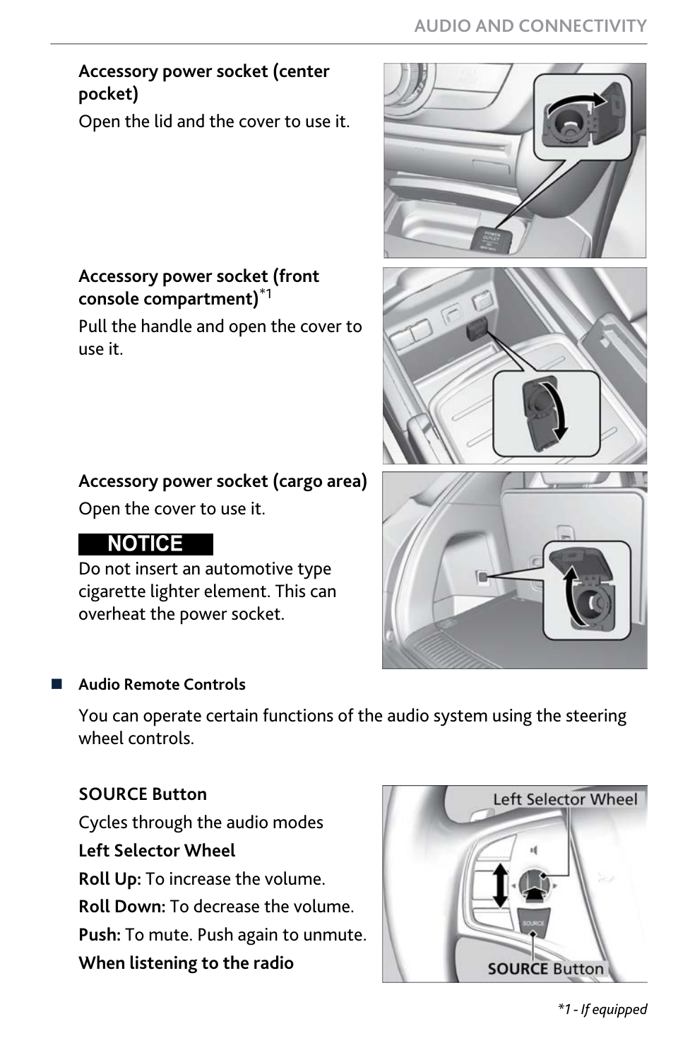**Accessory power socket (center pocket)**

Open the lid and the cover to use it.

**Accessory power socket (front console compartment)**[*1]

Pull the handle and open the cover to use it.

**Accessory power socket (cargo area)**

Open the cover to use it.

**NOTICE**

Do not insert an automotive type cigarette lighter element. This can overheat the power socket.

### Audio Remote Controls

You can operate certain functions of the audio system using the steering wheel controls.

**SOURCE Button**

Cycles through the audio modes

**Left Selector Wheel**

**Roll Up:** To increase the volume.

**Roll Down:** To decrease the volume.

**Push:** To mute. Push again to unmute.

**When listening to the radio**

*\*1 - If equipped*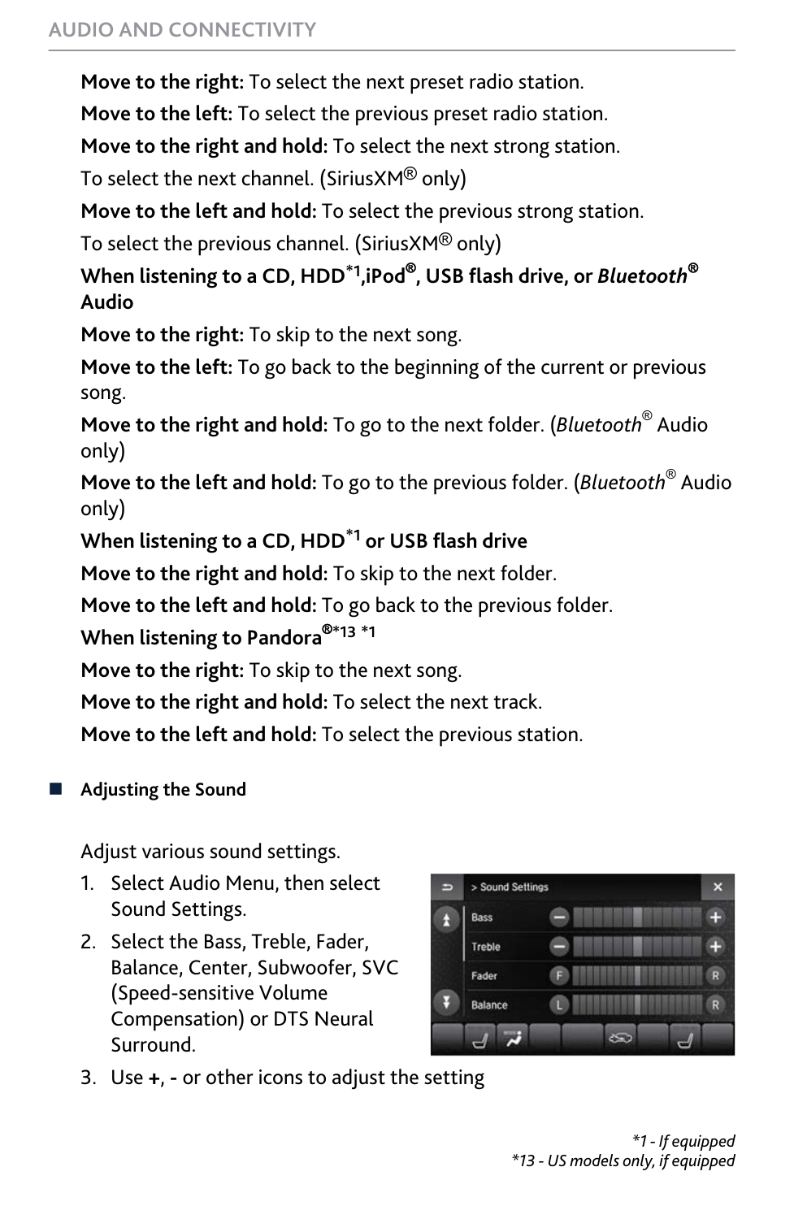Move to the right: To select the next preset radio station.

**Move to the left:** To select the previous preset radio station.

**Move to the right and hold:** To select the next strong station.

To select the next channel. (SiriusXM® only)

**Move to the left and hold:** To select the previous strong station.

To select the previous channel. (SiriusXM® only)

**When listening to a CD, HDD[*1], iPod®, USB flash drive, or *Bluetooth*® Audio**

**Move to the right:** To skip to the next song.

**Move to the left:** To go back to the beginning of the current or previous song.

**Move to the right and hold:** To go to the next folder. (*Bluetooth*® Audio only)

**Move to the left and hold:** To go to the previous folder. (*Bluetooth*® Audio only)

**When listening to a CD, HDD[*1] or USB flash drive**

**Move to the right and hold:** To skip to the next folder.

**Move to the left and hold:** To go back to the previous folder.

**When listening to Pandora®[*13] [*1]**

**Move to the right:** To skip to the next song.

**Move to the right and hold:** To select the next track.

**Move to the left and hold:** To select the previous station.

## Adjusting the Sound

Adjust various sound settings.

1. Select Audio Menu, then select Sound Settings.
2. Select the Bass, Treble, Fader, Balance, Center, Subwoofer, SVC (Speed-sensitive Volume Compensation) or DTS Neural Surround.
3. Use **+**, **-** or other icons to adjust the setting

> Sound Settings

Bass

Treble

Fader

Balance

*\*1 - If equipped*

*\*13 - US models only, if equipped*